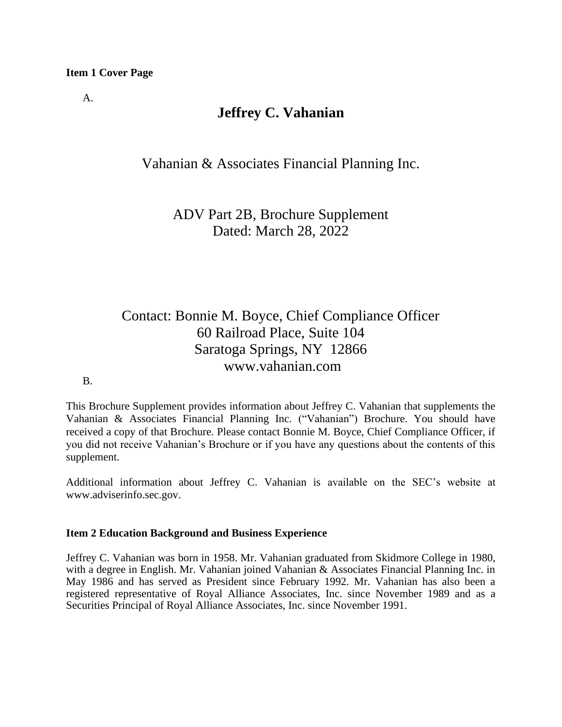**Item 1 Cover Page**

A.

# Jeffrey C. Vahanian

Vahanian & Associates Financial Planning Inc.

ADV Part 2B, Brochure Supplement
Dated: March 28, 2022

Contact: Bonnie M. Boyce, Chief Compliance Officer
60 Railroad Place, Suite 104
Saratoga Springs, NY 12866
www.vahanian.com

B.

This Brochure Supplement provides information about Jeffrey C. Vahanian that supplements the Vahanian & Associates Financial Planning Inc. ("Vahanian") Brochure. You should have received a copy of that Brochure. Please contact Bonnie M. Boyce, Chief Compliance Officer, if you did not receive Vahanian's Brochure or if you have any questions about the contents of this supplement.

Additional information about Jeffrey C. Vahanian is available on the SEC's website at www.adviserinfo.sec.gov.

**Item 2 Education Background and Business Experience**

Jeffrey C. Vahanian was born in 1958. Mr. Vahanian graduated from Skidmore College in 1980, with a degree in English. Mr. Vahanian joined Vahanian & Associates Financial Planning Inc. in May 1986 and has served as President since February 1992. Mr. Vahanian has also been a registered representative of Royal Alliance Associates, Inc. since November 1989 and as a Securities Principal of Royal Alliance Associates, Inc. since November 1991.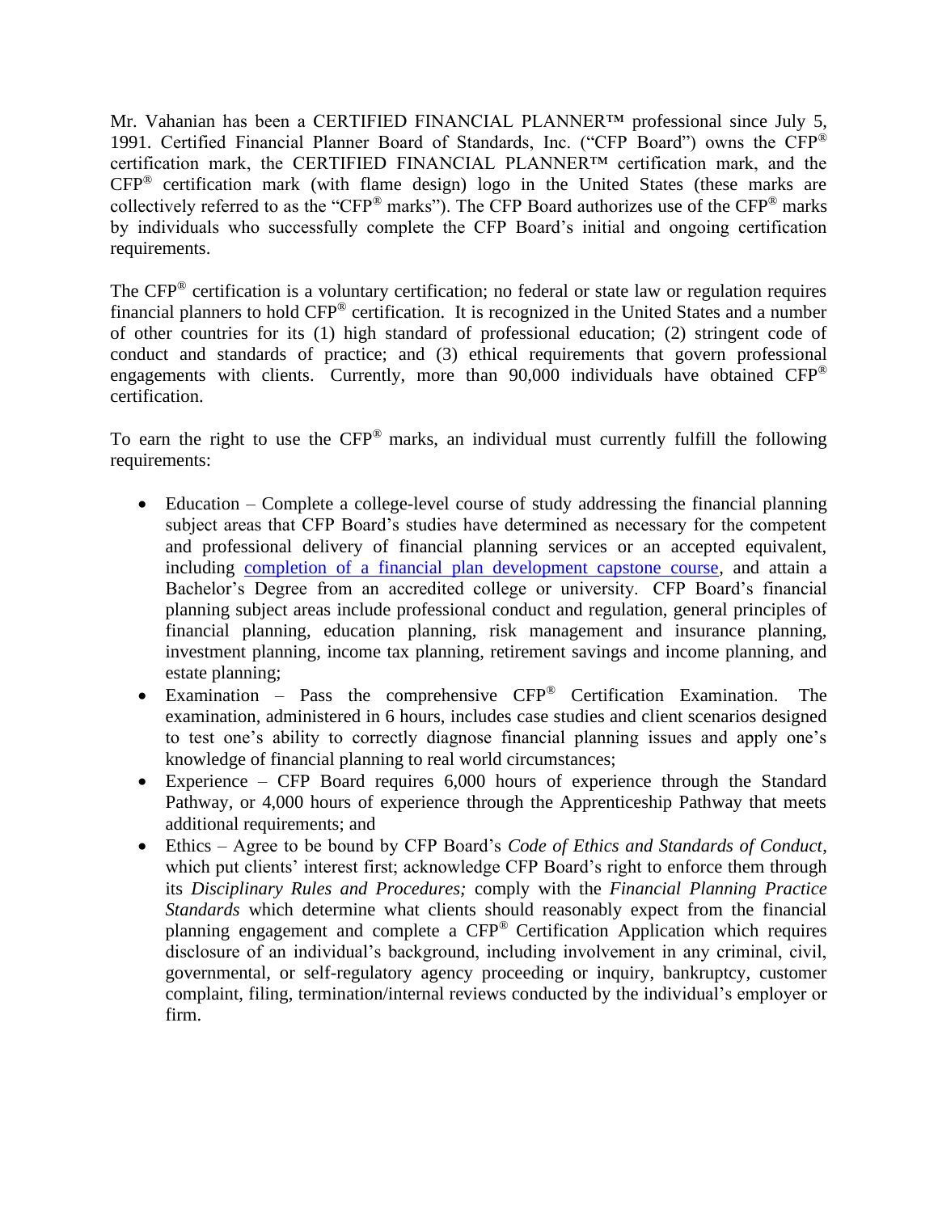Mr. Vahanian has been a CERTIFIED FINANCIAL PLANNER™ professional since July 5, 1991. Certified Financial Planner Board of Standards, Inc. ("CFP Board") owns the CFP® certification mark, the CERTIFIED FINANCIAL PLANNER™ certification mark, and the CFP® certification mark (with flame design) logo in the United States (these marks are collectively referred to as the "CFP® marks"). The CFP Board authorizes use of the CFP® marks by individuals who successfully complete the CFP Board's initial and ongoing certification requirements.

The CFP® certification is a voluntary certification; no federal or state law or regulation requires financial planners to hold CFP® certification. It is recognized in the United States and a number of other countries for its (1) high standard of professional education; (2) stringent code of conduct and standards of practice; and (3) ethical requirements that govern professional engagements with clients. Currently, more than 90,000 individuals have obtained CFP® certification.

To earn the right to use the CFP® marks, an individual must currently fulfill the following requirements:

- Education – Complete a college-level course of study addressing the financial planning subject areas that CFP Board's studies have determined as necessary for the competent and professional delivery of financial planning services or an accepted equivalent, including completion of a financial plan development capstone course, and attain a Bachelor's Degree from an accredited college or university. CFP Board's financial planning subject areas include professional conduct and regulation, general principles of financial planning, education planning, risk management and insurance planning, investment planning, income tax planning, retirement savings and income planning, and estate planning;
- Examination – Pass the comprehensive CFP® Certification Examination. The examination, administered in 6 hours, includes case studies and client scenarios designed to test one's ability to correctly diagnose financial planning issues and apply one's knowledge of financial planning to real world circumstances;
- Experience – CFP Board requires 6,000 hours of experience through the Standard Pathway, or 4,000 hours of experience through the Apprenticeship Pathway that meets additional requirements; and
- Ethics – Agree to be bound by CFP Board's *Code of Ethics and Standards of Conduct*, which put clients' interest first; acknowledge CFP Board's right to enforce them through its *Disciplinary Rules and Procedures;* comply with the *Financial Planning Practice Standards* which determine what clients should reasonably expect from the financial planning engagement and complete a CFP® Certification Application which requires disclosure of an individual's background, including involvement in any criminal, civil, governmental, or self-regulatory agency proceeding or inquiry, bankruptcy, customer complaint, filing, termination/internal reviews conducted by the individual's employer or firm.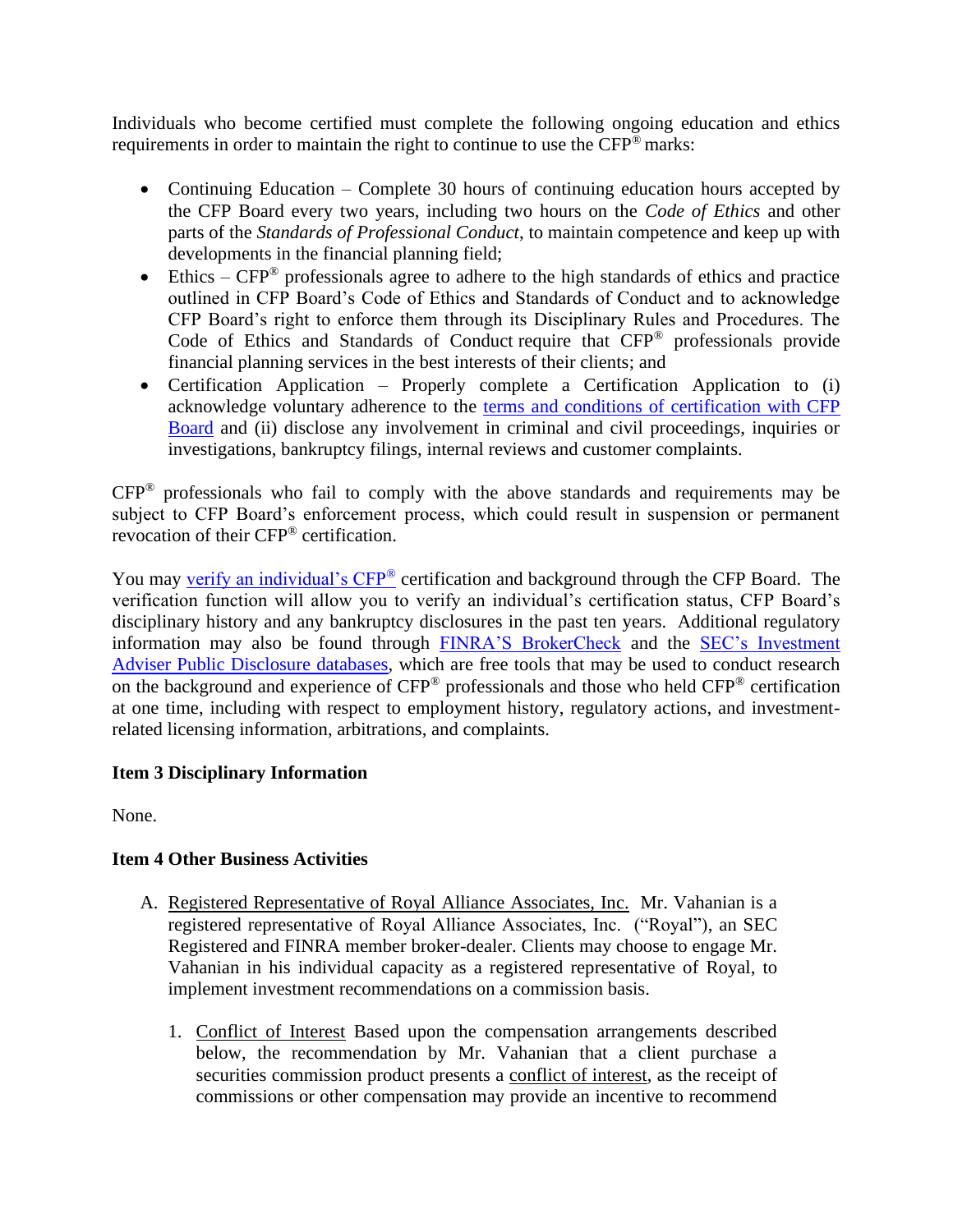Individuals who become certified must complete the following ongoing education and ethics requirements in order to maintain the right to continue to use the CFP® marks:

- Continuing Education – Complete 30 hours of continuing education hours accepted by the CFP Board every two years, including two hours on the *Code of Ethics* and other parts of the *Standards of Professional Conduct*, to maintain competence and keep up with developments in the financial planning field;
- Ethics – CFP® professionals agree to adhere to the high standards of ethics and practice outlined in CFP Board's Code of Ethics and Standards of Conduct and to acknowledge CFP Board's right to enforce them through its Disciplinary Rules and Procedures. The Code of Ethics and Standards of Conduct require that CFP® professionals provide financial planning services in the best interests of their clients; and
- Certification Application – Properly complete a Certification Application to (i) acknowledge voluntary adherence to the terms and conditions of certification with CFP Board and (ii) disclose any involvement in criminal and civil proceedings, inquiries or investigations, bankruptcy filings, internal reviews and customer complaints.

CFP® professionals who fail to comply with the above standards and requirements may be subject to CFP Board's enforcement process, which could result in suspension or permanent revocation of their CFP® certification.

You may verify an individual's CFP® certification and background through the CFP Board. The verification function will allow you to verify an individual's certification status, CFP Board's disciplinary history and any bankruptcy disclosures in the past ten years. Additional regulatory information may also be found through FINRA'S BrokerCheck and the SEC's Investment Adviser Public Disclosure databases, which are free tools that may be used to conduct research on the background and experience of CFP® professionals and those who held CFP® certification at one time, including with respect to employment history, regulatory actions, and investment-related licensing information, arbitrations, and complaints.

**Item 3 Disciplinary Information**

None.

**Item 4 Other Business Activities**

A. Registered Representative of Royal Alliance Associates, Inc. Mr. Vahanian is a registered representative of Royal Alliance Associates, Inc. ("Royal"), an SEC Registered and FINRA member broker-dealer. Clients may choose to engage Mr. Vahanian in his individual capacity as a registered representative of Royal, to implement investment recommendations on a commission basis.

   1. Conflict of Interest Based upon the compensation arrangements described below, the recommendation by Mr. Vahanian that a client purchase a securities commission product presents a conflict of interest, as the receipt of commissions or other compensation may provide an incentive to recommend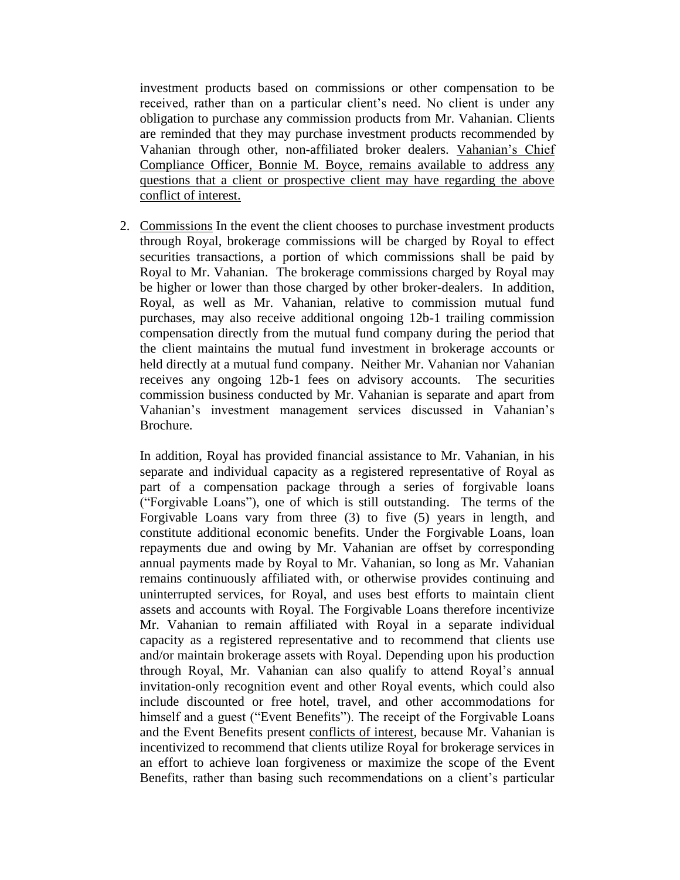investment products based on commissions or other compensation to be received, rather than on a particular client's need. No client is under any obligation to purchase any commission products from Mr. Vahanian. Clients are reminded that they may purchase investment products recommended by Vahanian through other, non-affiliated broker dealers. <u>Vahanian's Chief Compliance Officer, Bonnie M. Boyce, remains available to address any questions that a client or prospective client may have regarding the above conflict of interest.</u>

2. <u>Commissions</u> In the event the client chooses to purchase investment products through Royal, brokerage commissions will be charged by Royal to effect securities transactions, a portion of which commissions shall be paid by Royal to Mr. Vahanian. The brokerage commissions charged by Royal may be higher or lower than those charged by other broker-dealers. In addition, Royal, as well as Mr. Vahanian, relative to commission mutual fund purchases, may also receive additional ongoing 12b-1 trailing commission compensation directly from the mutual fund company during the period that the client maintains the mutual fund investment in brokerage accounts or held directly at a mutual fund company. Neither Mr. Vahanian nor Vahanian receives any ongoing 12b-1 fees on advisory accounts. The securities commission business conducted by Mr. Vahanian is separate and apart from Vahanian's investment management services discussed in Vahanian's Brochure.

   In addition, Royal has provided financial assistance to Mr. Vahanian, in his separate and individual capacity as a registered representative of Royal as part of a compensation package through a series of forgivable loans ("Forgivable Loans"), one of which is still outstanding. The terms of the Forgivable Loans vary from three (3) to five (5) years in length, and constitute additional economic benefits. Under the Forgivable Loans, loan repayments due and owing by Mr. Vahanian are offset by corresponding annual payments made by Royal to Mr. Vahanian, so long as Mr. Vahanian remains continuously affiliated with, or otherwise provides continuing and uninterrupted services, for Royal, and uses best efforts to maintain client assets and accounts with Royal. The Forgivable Loans therefore incentivize Mr. Vahanian to remain affiliated with Royal in a separate individual capacity as a registered representative and to recommend that clients use and/or maintain brokerage assets with Royal. Depending upon his production through Royal, Mr. Vahanian can also qualify to attend Royal's annual invitation-only recognition event and other Royal events, which could also include discounted or free hotel, travel, and other accommodations for himself and a guest ("Event Benefits"). The receipt of the Forgivable Loans and the Event Benefits present <u>conflicts of interest</u>, because Mr. Vahanian is incentivized to recommend that clients utilize Royal for brokerage services in an effort to achieve loan forgiveness or maximize the scope of the Event Benefits, rather than basing such recommendations on a client's particular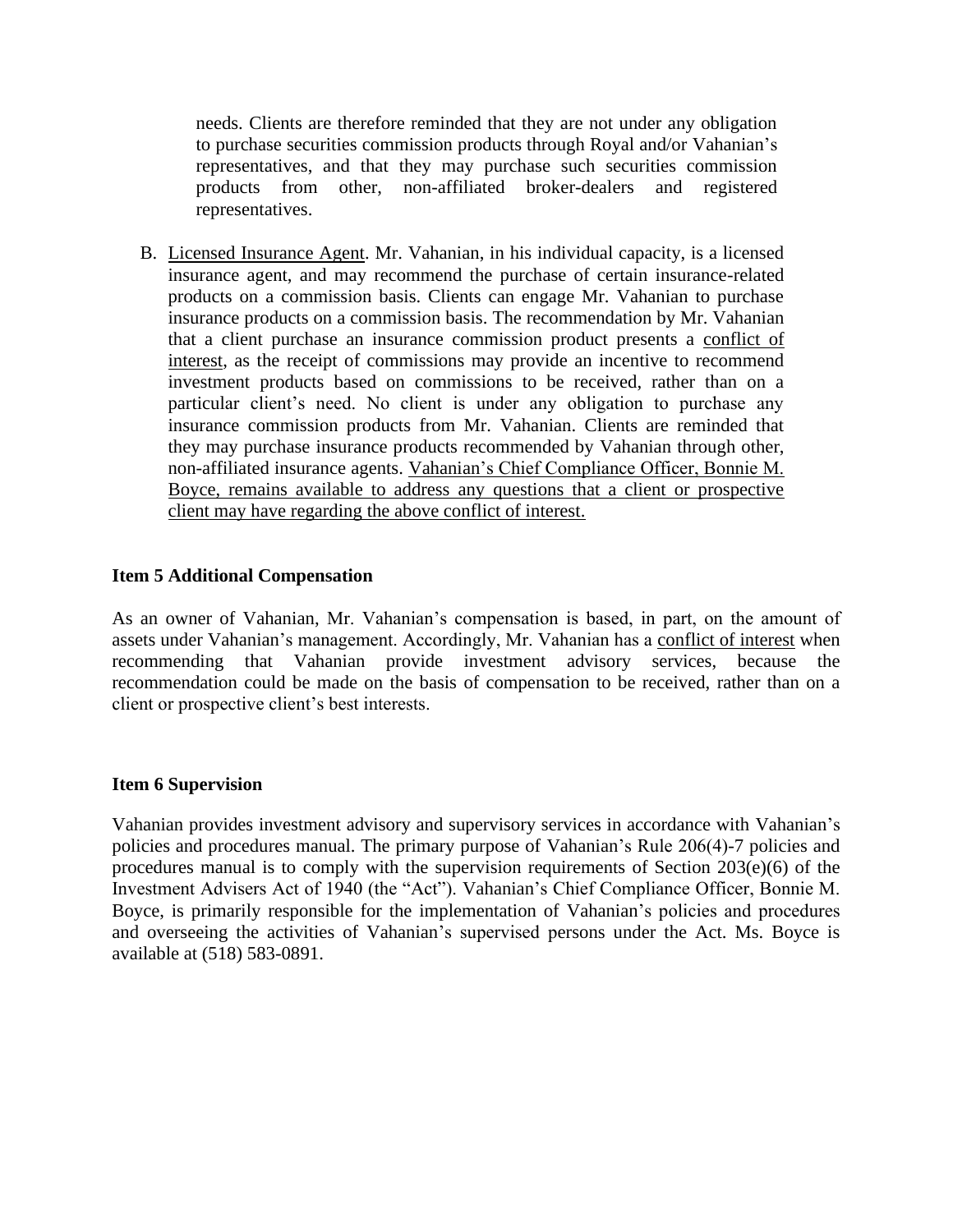needs. Clients are therefore reminded that they are not under any obligation to purchase securities commission products through Royal and/or Vahanian's representatives, and that they may purchase such securities commission products from other, non-affiliated broker-dealers and registered representatives.

B. Licensed Insurance Agent. Mr. Vahanian, in his individual capacity, is a licensed insurance agent, and may recommend the purchase of certain insurance-related products on a commission basis. Clients can engage Mr. Vahanian to purchase insurance products on a commission basis. The recommendation by Mr. Vahanian that a client purchase an insurance commission product presents a conflict of interest, as the receipt of commissions may provide an incentive to recommend investment products based on commissions to be received, rather than on a particular client's need. No client is under any obligation to purchase any insurance commission products from Mr. Vahanian. Clients are reminded that they may purchase insurance products recommended by Vahanian through other, non-affiliated insurance agents. Vahanian's Chief Compliance Officer, Bonnie M. Boyce, remains available to address any questions that a client or prospective client may have regarding the above conflict of interest.

**Item 5 Additional Compensation**

As an owner of Vahanian, Mr. Vahanian's compensation is based, in part, on the amount of assets under Vahanian's management. Accordingly, Mr. Vahanian has a conflict of interest when recommending that Vahanian provide investment advisory services, because the recommendation could be made on the basis of compensation to be received, rather than on a client or prospective client's best interests.

**Item 6 Supervision**

Vahanian provides investment advisory and supervisory services in accordance with Vahanian's policies and procedures manual. The primary purpose of Vahanian's Rule 206(4)-7 policies and procedures manual is to comply with the supervision requirements of Section 203(e)(6) of the Investment Advisers Act of 1940 (the "Act"). Vahanian's Chief Compliance Officer, Bonnie M. Boyce, is primarily responsible for the implementation of Vahanian's policies and procedures and overseeing the activities of Vahanian's supervised persons under the Act. Ms. Boyce is available at (518) 583-0891.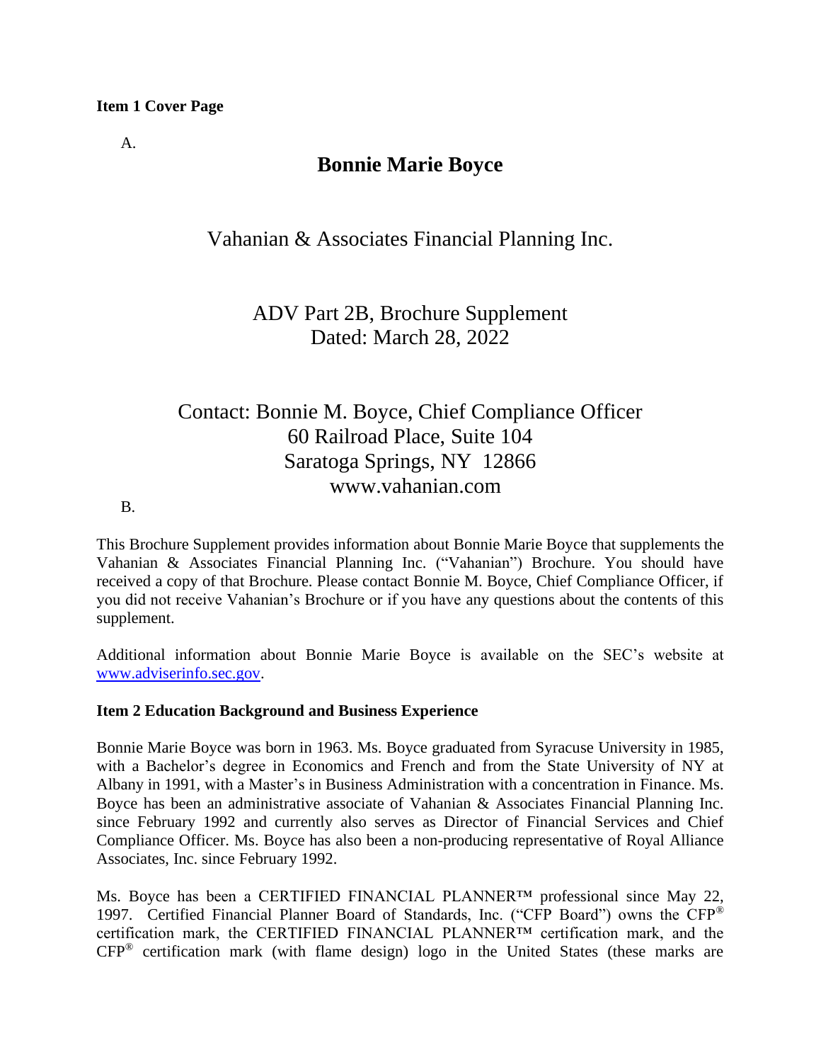**Item 1 Cover Page**

A.

# Bonnie Marie Boyce

Vahanian & Associates Financial Planning Inc.

ADV Part 2B, Brochure Supplement
Dated: March 28, 2022

Contact: Bonnie M. Boyce, Chief Compliance Officer
60 Railroad Place, Suite 104
Saratoga Springs, NY 12866
www.vahanian.com

B.

This Brochure Supplement provides information about Bonnie Marie Boyce that supplements the Vahanian & Associates Financial Planning Inc. ("Vahanian") Brochure. You should have received a copy of that Brochure. Please contact Bonnie M. Boyce, Chief Compliance Officer, if you did not receive Vahanian's Brochure or if you have any questions about the contents of this supplement.

Additional information about Bonnie Marie Boyce is available on the SEC's website at [www.adviserinfo.sec.gov](http://www.adviserinfo.sec.gov).

**Item 2 Education Background and Business Experience**

Bonnie Marie Boyce was born in 1963. Ms. Boyce graduated from Syracuse University in 1985, with a Bachelor's degree in Economics and French and from the State University of NY at Albany in 1991, with a Master's in Business Administration with a concentration in Finance. Ms. Boyce has been an administrative associate of Vahanian & Associates Financial Planning Inc. since February 1992 and currently also serves as Director of Financial Services and Chief Compliance Officer. Ms. Boyce has also been a non-producing representative of Royal Alliance Associates, Inc. since February 1992.

Ms. Boyce has been a CERTIFIED FINANCIAL PLANNER™ professional since May 22, 1997. Certified Financial Planner Board of Standards, Inc. ("CFP Board") owns the CFP® certification mark, the CERTIFIED FINANCIAL PLANNER™ certification mark, and the CFP® certification mark (with flame design) logo in the United States (these marks are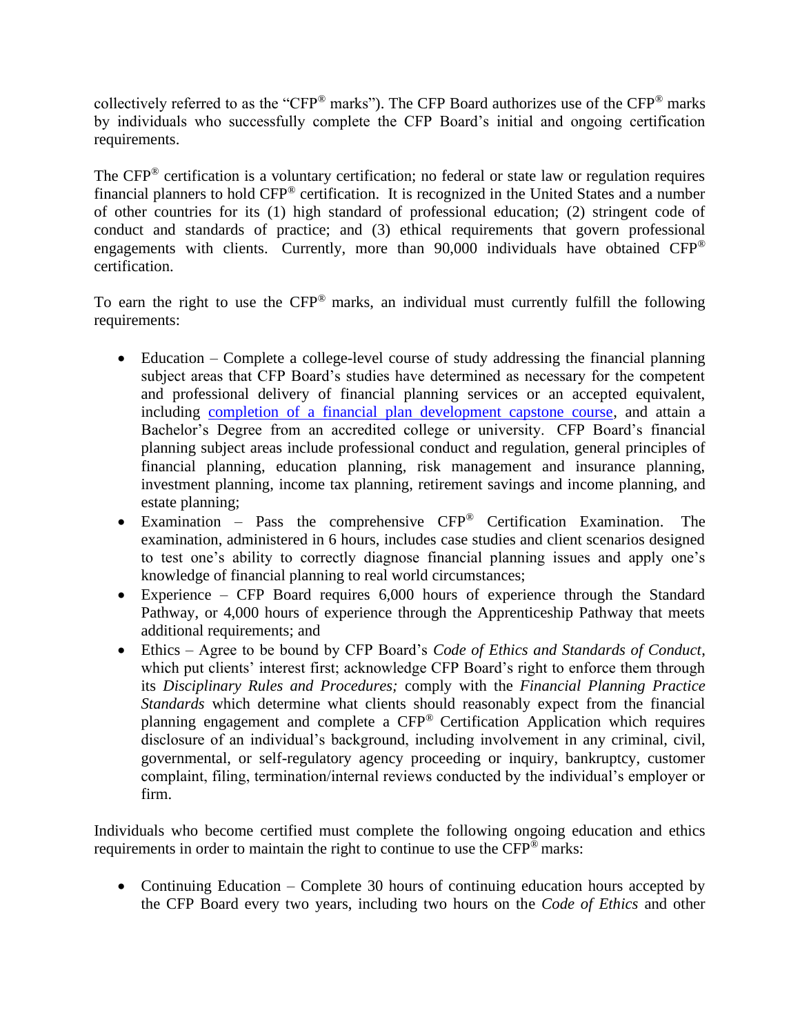collectively referred to as the "CFP® marks"). The CFP Board authorizes use of the CFP® marks by individuals who successfully complete the CFP Board's initial and ongoing certification requirements.

The CFP® certification is a voluntary certification; no federal or state law or regulation requires financial planners to hold CFP® certification. It is recognized in the United States and a number of other countries for its (1) high standard of professional education; (2) stringent code of conduct and standards of practice; and (3) ethical requirements that govern professional engagements with clients. Currently, more than 90,000 individuals have obtained CFP® certification.

To earn the right to use the CFP® marks, an individual must currently fulfill the following requirements:

- Education – Complete a college-level course of study addressing the financial planning subject areas that CFP Board's studies have determined as necessary for the competent and professional delivery of financial planning services or an accepted equivalent, including completion of a financial plan development capstone course, and attain a Bachelor's Degree from an accredited college or university. CFP Board's financial planning subject areas include professional conduct and regulation, general principles of financial planning, education planning, risk management and insurance planning, investment planning, income tax planning, retirement savings and income planning, and estate planning;
- Examination – Pass the comprehensive CFP® Certification Examination. The examination, administered in 6 hours, includes case studies and client scenarios designed to test one's ability to correctly diagnose financial planning issues and apply one's knowledge of financial planning to real world circumstances;
- Experience – CFP Board requires 6,000 hours of experience through the Standard Pathway, or 4,000 hours of experience through the Apprenticeship Pathway that meets additional requirements; and
- Ethics – Agree to be bound by CFP Board's *Code of Ethics and Standards of Conduct*, which put clients' interest first; acknowledge CFP Board's right to enforce them through its *Disciplinary Rules and Procedures;* comply with the *Financial Planning Practice Standards* which determine what clients should reasonably expect from the financial planning engagement and complete a CFP® Certification Application which requires disclosure of an individual's background, including involvement in any criminal, civil, governmental, or self-regulatory agency proceeding or inquiry, bankruptcy, customer complaint, filing, termination/internal reviews conducted by the individual's employer or firm.

Individuals who become certified must complete the following ongoing education and ethics requirements in order to maintain the right to continue to use the CFP® marks:

- Continuing Education – Complete 30 hours of continuing education hours accepted by the CFP Board every two years, including two hours on the *Code of Ethics* and other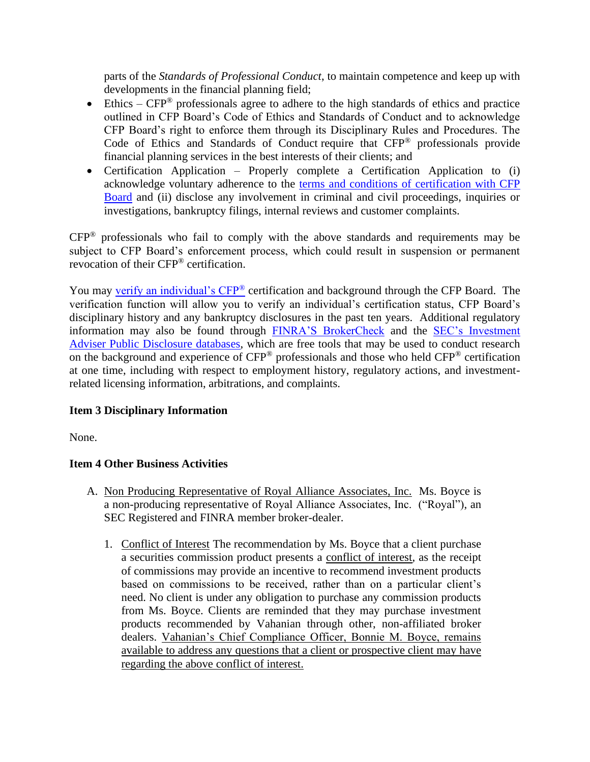parts of the *Standards of Professional Conduct*, to maintain competence and keep up with developments in the financial planning field;

- Ethics – CFP® professionals agree to adhere to the high standards of ethics and practice outlined in CFP Board's Code of Ethics and Standards of Conduct and to acknowledge CFP Board's right to enforce them through its Disciplinary Rules and Procedures. The Code of Ethics and Standards of Conduct require that CFP® professionals provide financial planning services in the best interests of their clients; and
- Certification Application – Properly complete a Certification Application to (i) acknowledge voluntary adherence to the terms and conditions of certification with CFP Board and (ii) disclose any involvement in criminal and civil proceedings, inquiries or investigations, bankruptcy filings, internal reviews and customer complaints.

CFP® professionals who fail to comply with the above standards and requirements may be subject to CFP Board's enforcement process, which could result in suspension or permanent revocation of their CFP® certification.

You may verify an individual's CFP® certification and background through the CFP Board. The verification function will allow you to verify an individual's certification status, CFP Board's disciplinary history and any bankruptcy disclosures in the past ten years. Additional regulatory information may also be found through FINRA'S BrokerCheck and the SEC's Investment Adviser Public Disclosure databases, which are free tools that may be used to conduct research on the background and experience of CFP® professionals and those who held CFP® certification at one time, including with respect to employment history, regulatory actions, and investment-related licensing information, arbitrations, and complaints.

**Item 3 Disciplinary Information**

None.

**Item 4 Other Business Activities**

A. Non Producing Representative of Royal Alliance Associates, Inc. Ms. Boyce is a non-producing representative of Royal Alliance Associates, Inc. ("Royal"), an SEC Registered and FINRA member broker-dealer.

   1. Conflict of Interest The recommendation by Ms. Boyce that a client purchase a securities commission product presents a conflict of interest, as the receipt of commissions may provide an incentive to recommend investment products based on commissions to be received, rather than on a particular client's need. No client is under any obligation to purchase any commission products from Ms. Boyce. Clients are reminded that they may purchase investment products recommended by Vahanian through other, non-affiliated broker dealers. Vahanian's Chief Compliance Officer, Bonnie M. Boyce, remains available to address any questions that a client or prospective client may have regarding the above conflict of interest.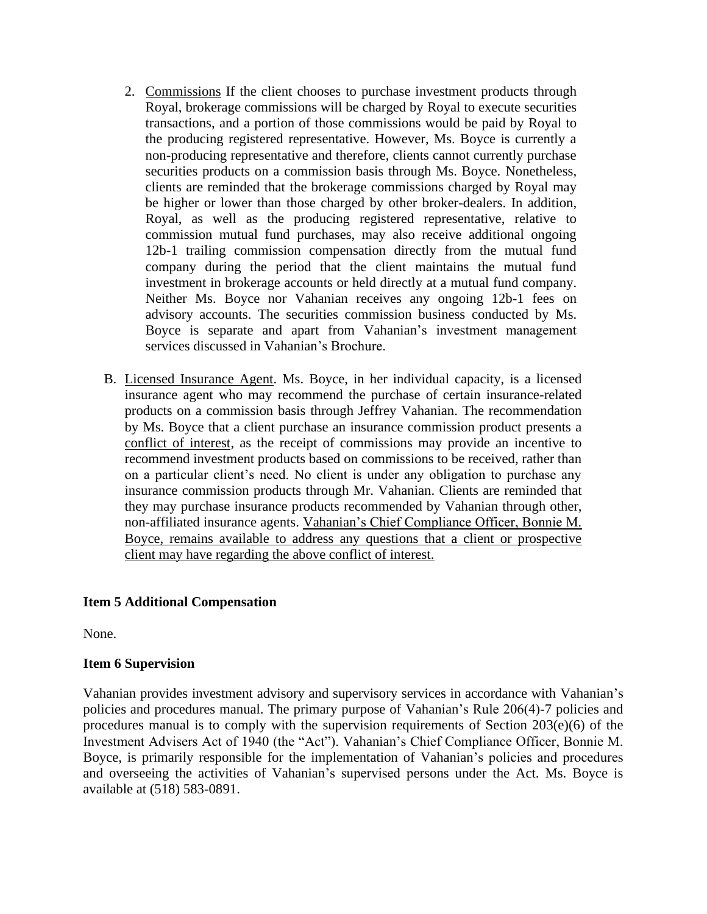2. Commissions If the client chooses to purchase investment products through Royal, brokerage commissions will be charged by Royal to execute securities transactions, and a portion of those commissions would be paid by Royal to the producing registered representative. However, Ms. Boyce is currently a non-producing representative and therefore, clients cannot currently purchase securities products on a commission basis through Ms. Boyce. Nonetheless, clients are reminded that the brokerage commissions charged by Royal may be higher or lower than those charged by other broker-dealers. In addition, Royal, as well as the producing registered representative, relative to commission mutual fund purchases, may also receive additional ongoing 12b-1 trailing commission compensation directly from the mutual fund company during the period that the client maintains the mutual fund investment in brokerage accounts or held directly at a mutual fund company. Neither Ms. Boyce nor Vahanian receives any ongoing 12b-1 fees on advisory accounts. The securities commission business conducted by Ms. Boyce is separate and apart from Vahanian's investment management services discussed in Vahanian's Brochure.

B. Licensed Insurance Agent. Ms. Boyce, in her individual capacity, is a licensed insurance agent who may recommend the purchase of certain insurance-related products on a commission basis through Jeffrey Vahanian. The recommendation by Ms. Boyce that a client purchase an insurance commission product presents a conflict of interest, as the receipt of commissions may provide an incentive to recommend investment products based on commissions to be received, rather than on a particular client's need. No client is under any obligation to purchase any insurance commission products through Mr. Vahanian. Clients are reminded that they may purchase insurance products recommended by Vahanian through other, non-affiliated insurance agents. Vahanian's Chief Compliance Officer, Bonnie M. Boyce, remains available to address any questions that a client or prospective client may have regarding the above conflict of interest.

**Item 5 Additional Compensation**

None.

**Item 6 Supervision**

Vahanian provides investment advisory and supervisory services in accordance with Vahanian's policies and procedures manual. The primary purpose of Vahanian's Rule 206(4)-7 policies and procedures manual is to comply with the supervision requirements of Section 203(e)(6) of the Investment Advisers Act of 1940 (the "Act"). Vahanian's Chief Compliance Officer, Bonnie M. Boyce, is primarily responsible for the implementation of Vahanian's policies and procedures and overseeing the activities of Vahanian's supervised persons under the Act. Ms. Boyce is available at (518) 583-0891.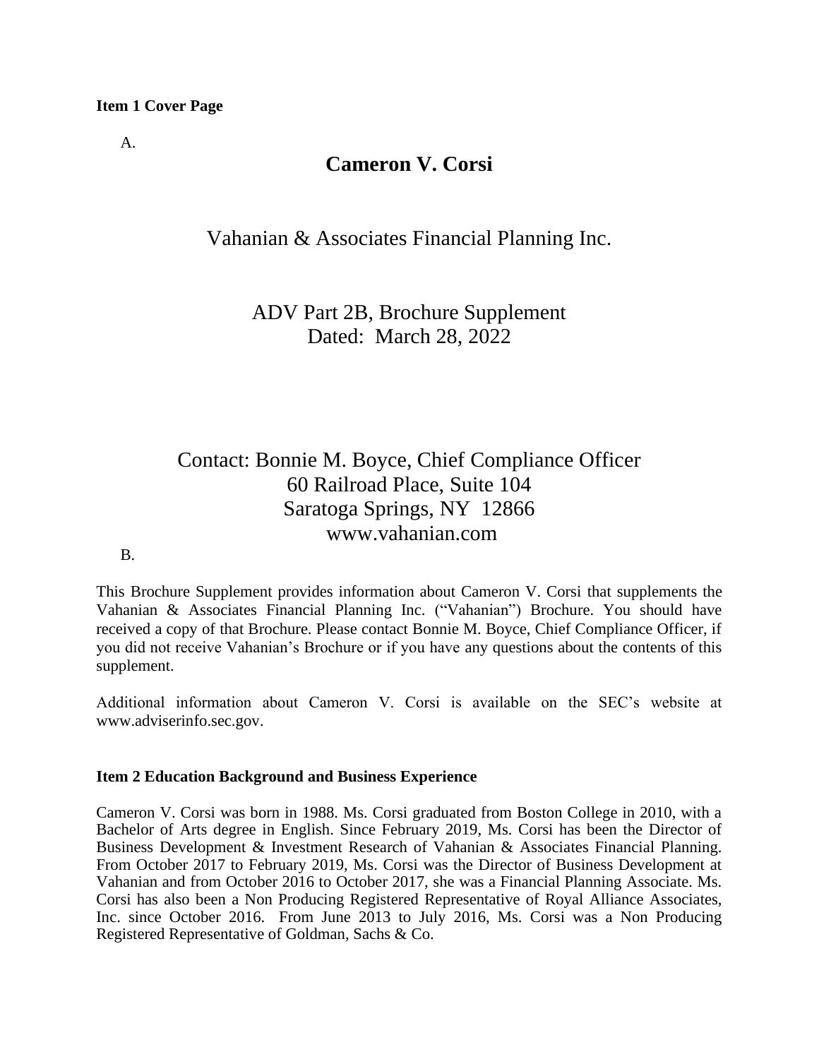**Item 1 Cover Page**

A.

# Cameron V. Corsi

Vahanian & Associates Financial Planning Inc.

ADV Part 2B, Brochure Supplement
Dated: March 28, 2022

Contact: Bonnie M. Boyce, Chief Compliance Officer
60 Railroad Place, Suite 104
Saratoga Springs, NY 12866
www.vahanian.com

B.

This Brochure Supplement provides information about Cameron V. Corsi that supplements the Vahanian & Associates Financial Planning Inc. ("Vahanian") Brochure. You should have received a copy of that Brochure. Please contact Bonnie M. Boyce, Chief Compliance Officer, if you did not receive Vahanian's Brochure or if you have any questions about the contents of this supplement.

Additional information about Cameron V. Corsi is available on the SEC's website at www.adviserinfo.sec.gov.

**Item 2 Education Background and Business Experience**

Cameron V. Corsi was born in 1988. Ms. Corsi graduated from Boston College in 2010, with a Bachelor of Arts degree in English. Since February 2019, Ms. Corsi has been the Director of Business Development & Investment Research of Vahanian & Associates Financial Planning. From October 2017 to February 2019, Ms. Corsi was the Director of Business Development at Vahanian and from October 2016 to October 2017, she was a Financial Planning Associate. Ms. Corsi has also been a Non Producing Registered Representative of Royal Alliance Associates, Inc. since October 2016. From June 2013 to July 2016, Ms. Corsi was a Non Producing Registered Representative of Goldman, Sachs & Co.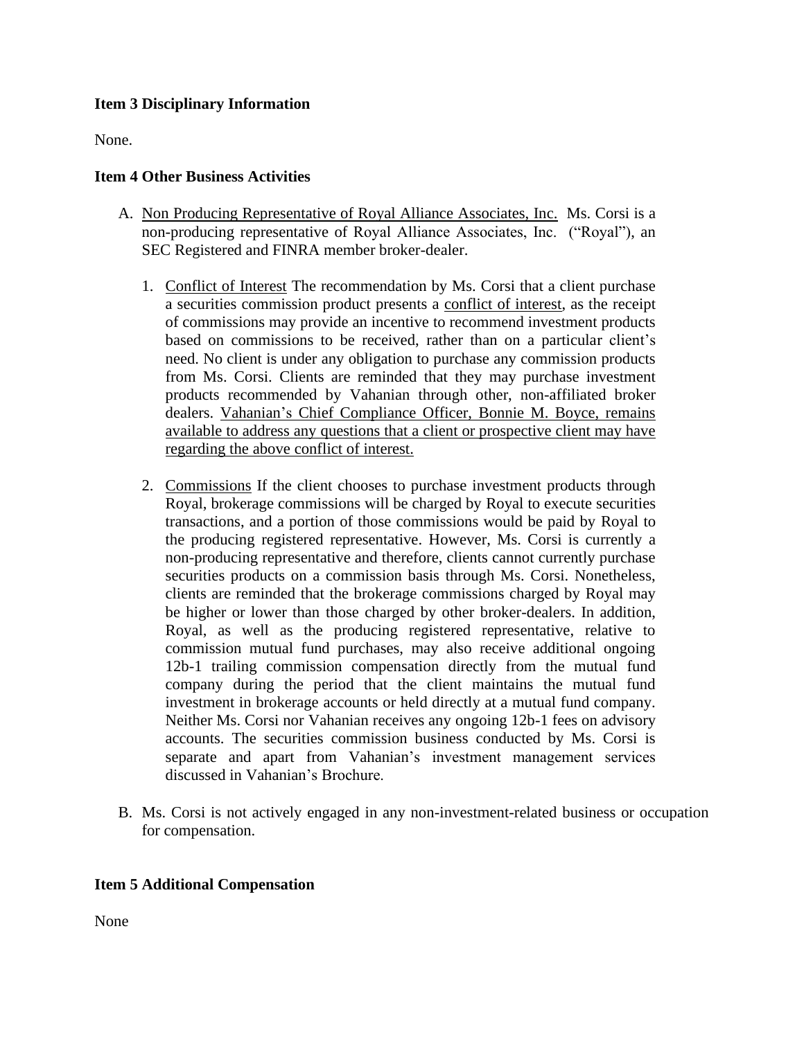**Item 3 Disciplinary Information**

None.

**Item 4 Other Business Activities**

A. <u>Non Producing Representative of Royal Alliance Associates, Inc.</u> Ms. Corsi is a non-producing representative of Royal Alliance Associates, Inc. ("Royal"), an SEC Registered and FINRA member broker-dealer.

   1. <u>Conflict of Interest</u> The recommendation by Ms. Corsi that a client purchase a securities commission product presents a <u>conflict of interest</u>, as the receipt of commissions may provide an incentive to recommend investment products based on commissions to be received, rather than on a particular client's need. No client is under any obligation to purchase any commission products from Ms. Corsi. Clients are reminded that they may purchase investment products recommended by Vahanian through other, non-affiliated broker dealers. <u>Vahanian's Chief Compliance Officer, Bonnie M. Boyce, remains available to address any questions that a client or prospective client may have regarding the above conflict of interest.</u>

   2. <u>Commissions</u> If the client chooses to purchase investment products through Royal, brokerage commissions will be charged by Royal to execute securities transactions, and a portion of those commissions would be paid by Royal to the producing registered representative. However, Ms. Corsi is currently a non-producing representative and therefore, clients cannot currently purchase securities products on a commission basis through Ms. Corsi. Nonetheless, clients are reminded that the brokerage commissions charged by Royal may be higher or lower than those charged by other broker-dealers. In addition, Royal, as well as the producing registered representative, relative to commission mutual fund purchases, may also receive additional ongoing 12b-1 trailing commission compensation directly from the mutual fund company during the period that the client maintains the mutual fund investment in brokerage accounts or held directly at a mutual fund company. Neither Ms. Corsi nor Vahanian receives any ongoing 12b-1 fees on advisory accounts. The securities commission business conducted by Ms. Corsi is separate and apart from Vahanian's investment management services discussed in Vahanian's Brochure.

B. Ms. Corsi is not actively engaged in any non-investment-related business or occupation for compensation.

**Item 5 Additional Compensation**

None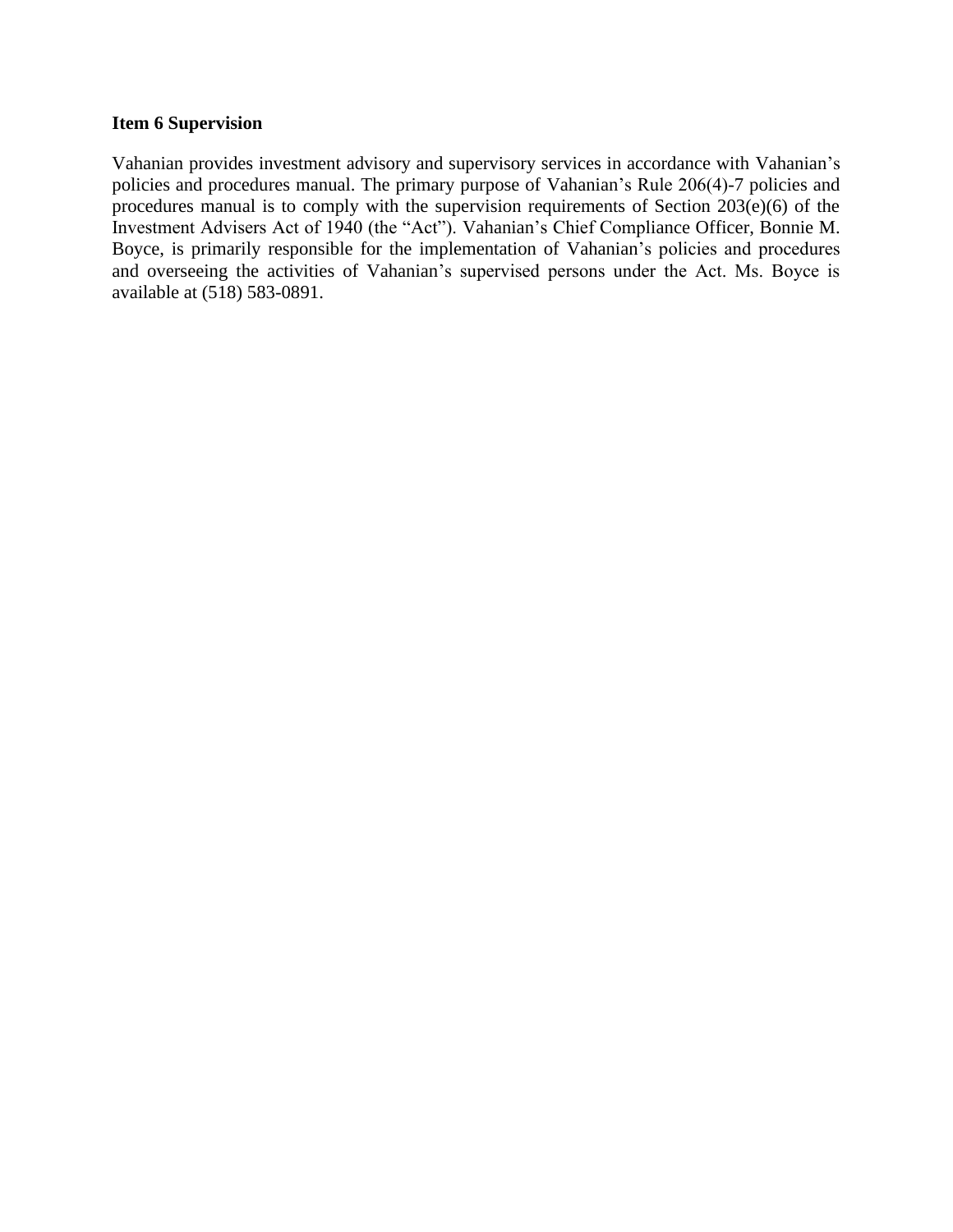### Item 6 Supervision

Vahanian provides investment advisory and supervisory services in accordance with Vahanian's policies and procedures manual. The primary purpose of Vahanian's Rule 206(4)-7 policies and procedures manual is to comply with the supervision requirements of Section 203(e)(6) of the Investment Advisers Act of 1940 (the "Act"). Vahanian's Chief Compliance Officer, Bonnie M. Boyce, is primarily responsible for the implementation of Vahanian's policies and procedures and overseeing the activities of Vahanian's supervised persons under the Act. Ms. Boyce is available at (518) 583-0891.